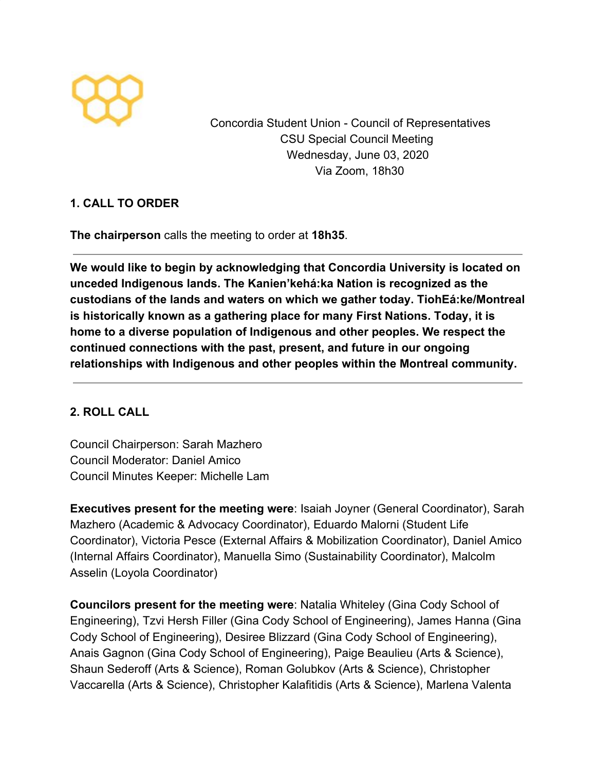Concordia Student Union - Council of Representatives
CSU Special Council Meeting
Wednesday, June 03, 2020
Via Zoom, 18h30

## 1. CALL TO ORDER

**The chairperson** calls the meeting to order at **18h35**.

---

**We would like to begin by acknowledging that Concordia University is located on unceded Indigenous lands. The Kanien'kehá:ka Nation is recognized as the custodians of the lands and waters on which we gather today. TiohEá:ke/Montreal is historically known as a gathering place for many First Nations. Today, it is home to a diverse population of Indigenous and other peoples. We respect the continued connections with the past, present, and future in our ongoing relationships with Indigenous and other peoples within the Montreal community.**

---

## 2. ROLL CALL

Council Chairperson: Sarah Mazhero
Council Moderator: Daniel Amico
Council Minutes Keeper: Michelle Lam

**Executives present for the meeting were**: Isaiah Joyner (General Coordinator), Sarah Mazhero (Academic & Advocacy Coordinator), Eduardo Malorni (Student Life Coordinator), Victoria Pesce (External Affairs & Mobilization Coordinator), Daniel Amico (Internal Affairs Coordinator), Manuella Simo (Sustainability Coordinator), Malcolm Asselin (Loyola Coordinator)

**Councilors present for the meeting were**: Natalia Whiteley (Gina Cody School of Engineering), Tzvi Hersh Filler (Gina Cody School of Engineering), James Hanna (Gina Cody School of Engineering), Desiree Blizzard (Gina Cody School of Engineering), Anais Gagnon (Gina Cody School of Engineering), Paige Beaulieu (Arts & Science), Shaun Sederoff (Arts & Science), Roman Golubkov (Arts & Science), Christopher Vaccarella (Arts & Science), Christopher Kalafitidis (Arts & Science), Marlena Valenta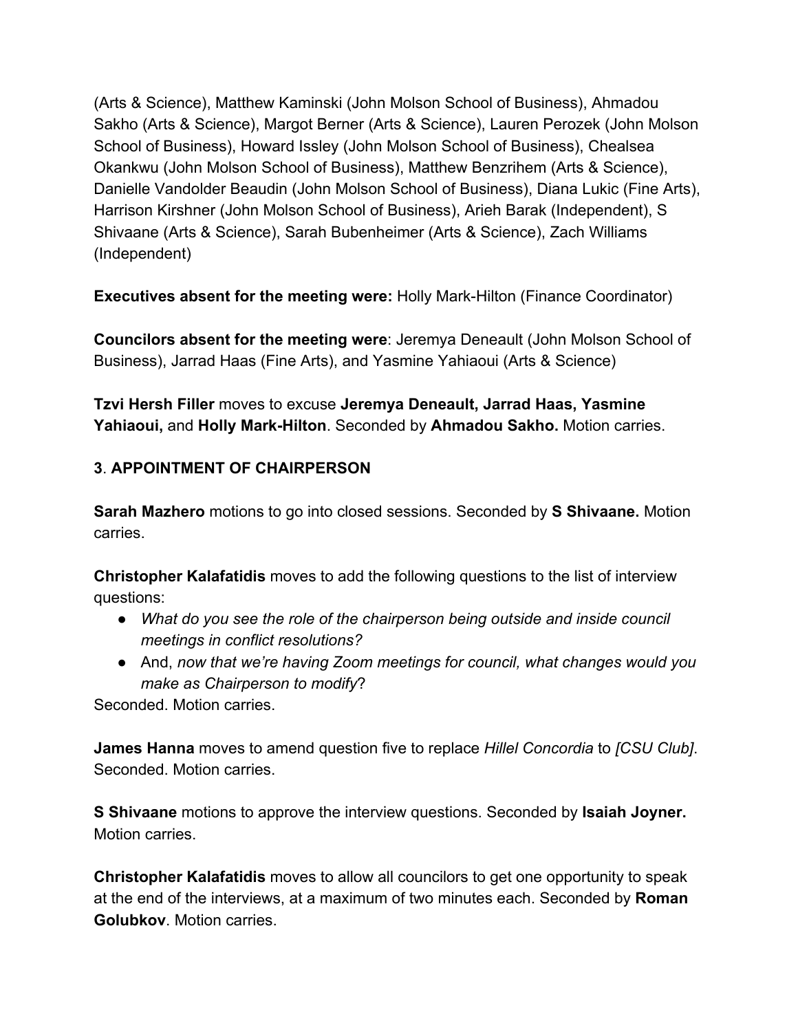(Arts & Science), Matthew Kaminski (John Molson School of Business), Ahmadou Sakho (Arts & Science), Margot Berner (Arts & Science), Lauren Perozek (John Molson School of Business), Howard Issley (John Molson School of Business), Chealsea Okankwu (John Molson School of Business), Matthew Benzrihem (Arts & Science), Danielle Vandolder Beaudin (John Molson School of Business), Diana Lukic (Fine Arts), Harrison Kirshner (John Molson School of Business), Arieh Barak (Independent), S Shivaane (Arts & Science), Sarah Bubenheimer (Arts & Science), Zach Williams (Independent)

**Executives absent for the meeting were:** Holly Mark-Hilton (Finance Coordinator)

**Councilors absent for the meeting were**: Jeremya Deneault (John Molson School of Business), Jarrad Haas (Fine Arts), and Yasmine Yahiaoui (Arts & Science)

**Tzvi Hersh Filler** moves to excuse **Jeremya Deneault, Jarrad Haas, Yasmine Yahiaoui,** and **Holly Mark-Hilton**. Seconded by **Ahmadou Sakho.** Motion carries.

## 3. APPOINTMENT OF CHAIRPERSON

**Sarah Mazhero** motions to go into closed sessions. Seconded by **S Shivaane.** Motion carries.

**Christopher Kalafatidis** moves to add the following questions to the list of interview questions:

- *What do you see the role of the chairperson being outside and inside council meetings in conflict resolutions?*
- And, *now that we're having Zoom meetings for council, what changes would you make as Chairperson to modify*?

Seconded. Motion carries.

**James Hanna** moves to amend question five to replace *Hillel Concordia* to *[CSU Club]*. Seconded. Motion carries.

**S Shivaane** motions to approve the interview questions. Seconded by **Isaiah Joyner.** Motion carries.

**Christopher Kalafatidis** moves to allow all councilors to get one opportunity to speak at the end of the interviews, at a maximum of two minutes each. Seconded by **Roman Golubkov**. Motion carries.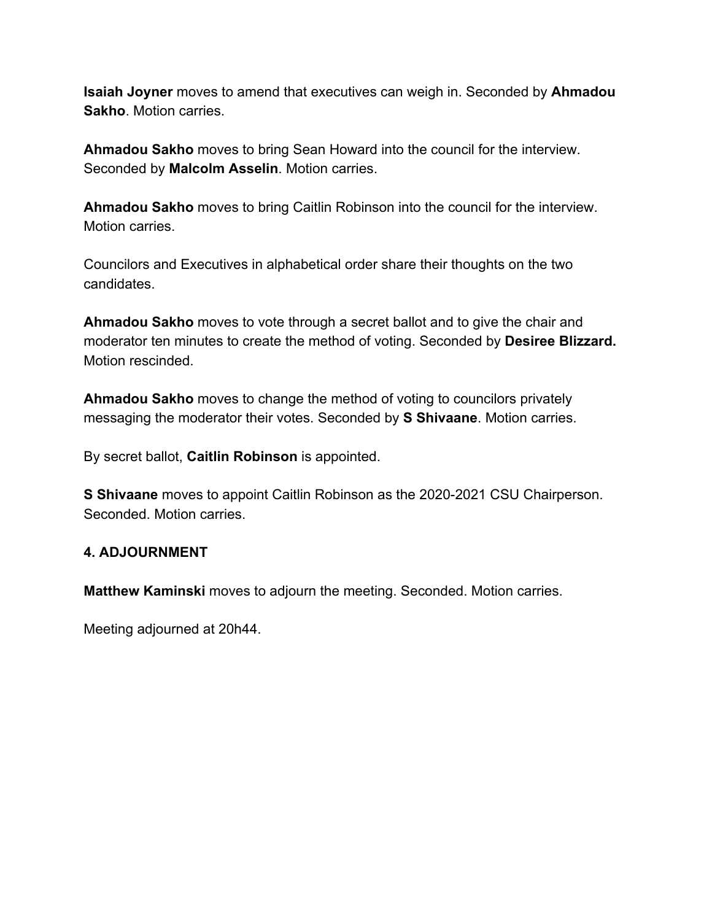**Isaiah Joyner** moves to amend that executives can weigh in. Seconded by **Ahmadou Sakho**. Motion carries.

**Ahmadou Sakho** moves to bring Sean Howard into the council for the interview. Seconded by **Malcolm Asselin**. Motion carries.

**Ahmadou Sakho** moves to bring Caitlin Robinson into the council for the interview. Motion carries.

Councilors and Executives in alphabetical order share their thoughts on the two candidates.

**Ahmadou Sakho** moves to vote through a secret ballot and to give the chair and moderator ten minutes to create the method of voting. Seconded by **Desiree Blizzard.** Motion rescinded.

**Ahmadou Sakho** moves to change the method of voting to councilors privately messaging the moderator their votes. Seconded by **S Shivaane**. Motion carries.

By secret ballot, **Caitlin Robinson** is appointed.

**S Shivaane** moves to appoint Caitlin Robinson as the 2020-2021 CSU Chairperson. Seconded. Motion carries.

### 4. ADJOURNMENT

**Matthew Kaminski** moves to adjourn the meeting. Seconded. Motion carries.

Meeting adjourned at 20h44.